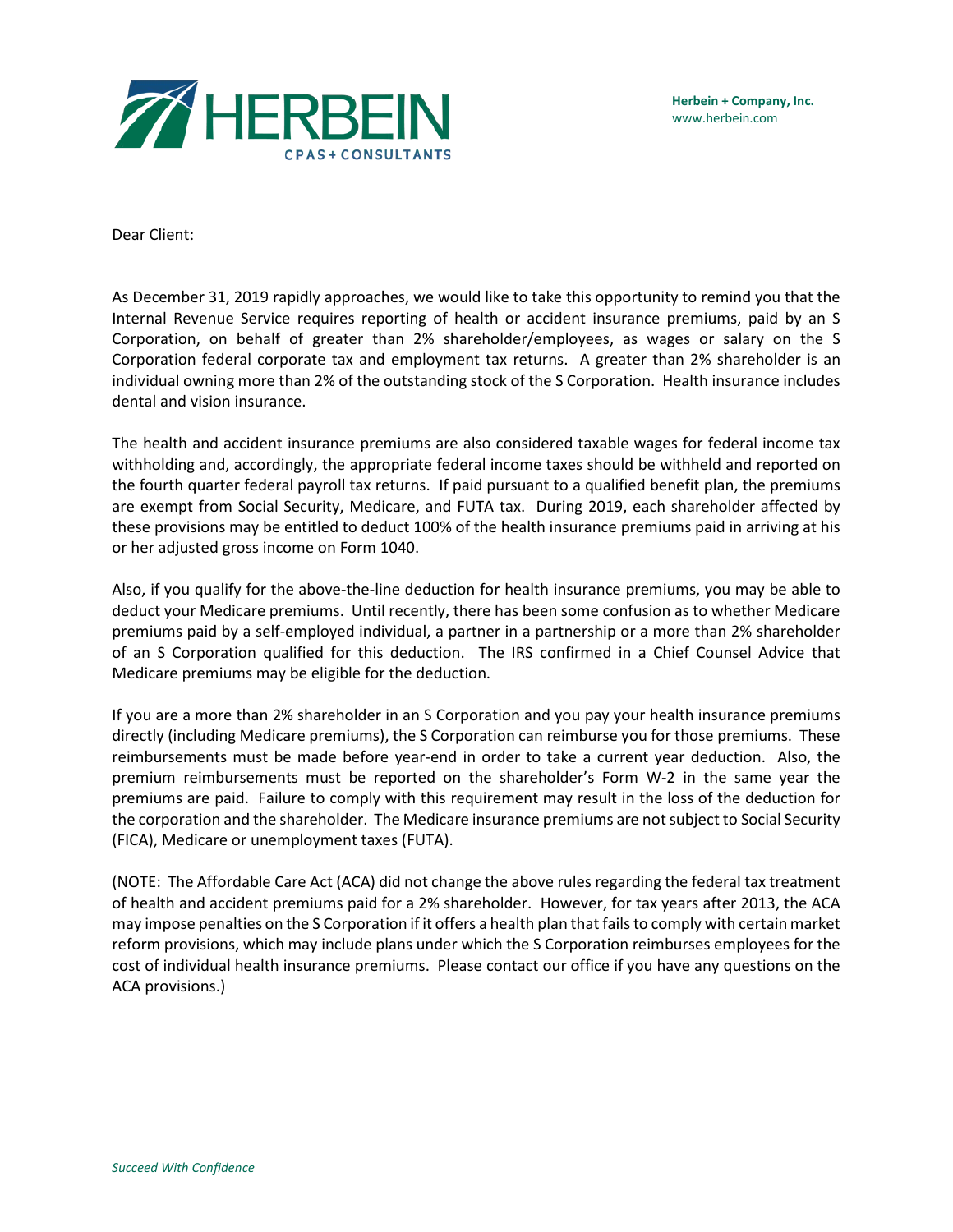HERBEIN
CPAS + CONSULTANTS

**Herbein + Company, Inc.**
www.herbein.com

Dear Client:

As December 31, 2019 rapidly approaches, we would like to take this opportunity to remind you that the Internal Revenue Service requires reporting of health or accident insurance premiums, paid by an S Corporation, on behalf of greater than 2% shareholder/employees, as wages or salary on the S Corporation federal corporate tax and employment tax returns. A greater than 2% shareholder is an individual owning more than 2% of the outstanding stock of the S Corporation. Health insurance includes dental and vision insurance.

The health and accident insurance premiums are also considered taxable wages for federal income tax withholding and, accordingly, the appropriate federal income taxes should be withheld and reported on the fourth quarter federal payroll tax returns. If paid pursuant to a qualified benefit plan, the premiums are exempt from Social Security, Medicare, and FUTA tax. During 2019, each shareholder affected by these provisions may be entitled to deduct 100% of the health insurance premiums paid in arriving at his or her adjusted gross income on Form 1040.

Also, if you qualify for the above-the-line deduction for health insurance premiums, you may be able to deduct your Medicare premiums. Until recently, there has been some confusion as to whether Medicare premiums paid by a self-employed individual, a partner in a partnership or a more than 2% shareholder of an S Corporation qualified for this deduction. The IRS confirmed in a Chief Counsel Advice that Medicare premiums may be eligible for the deduction.

If you are a more than 2% shareholder in an S Corporation and you pay your health insurance premiums directly (including Medicare premiums), the S Corporation can reimburse you for those premiums. These reimbursements must be made before year-end in order to take a current year deduction. Also, the premium reimbursements must be reported on the shareholder's Form W-2 in the same year the premiums are paid. Failure to comply with this requirement may result in the loss of the deduction for the corporation and the shareholder. The Medicare insurance premiums are not subject to Social Security (FICA), Medicare or unemployment taxes (FUTA).

(NOTE: The Affordable Care Act (ACA) did not change the above rules regarding the federal tax treatment of health and accident premiums paid for a 2% shareholder. However, for tax years after 2013, the ACA may impose penalties on the S Corporation if it offers a health plan that fails to comply with certain market reform provisions, which may include plans under which the S Corporation reimburses employees for the cost of individual health insurance premiums. Please contact our office if you have any questions on the ACA provisions.)

*Succeed With Confidence*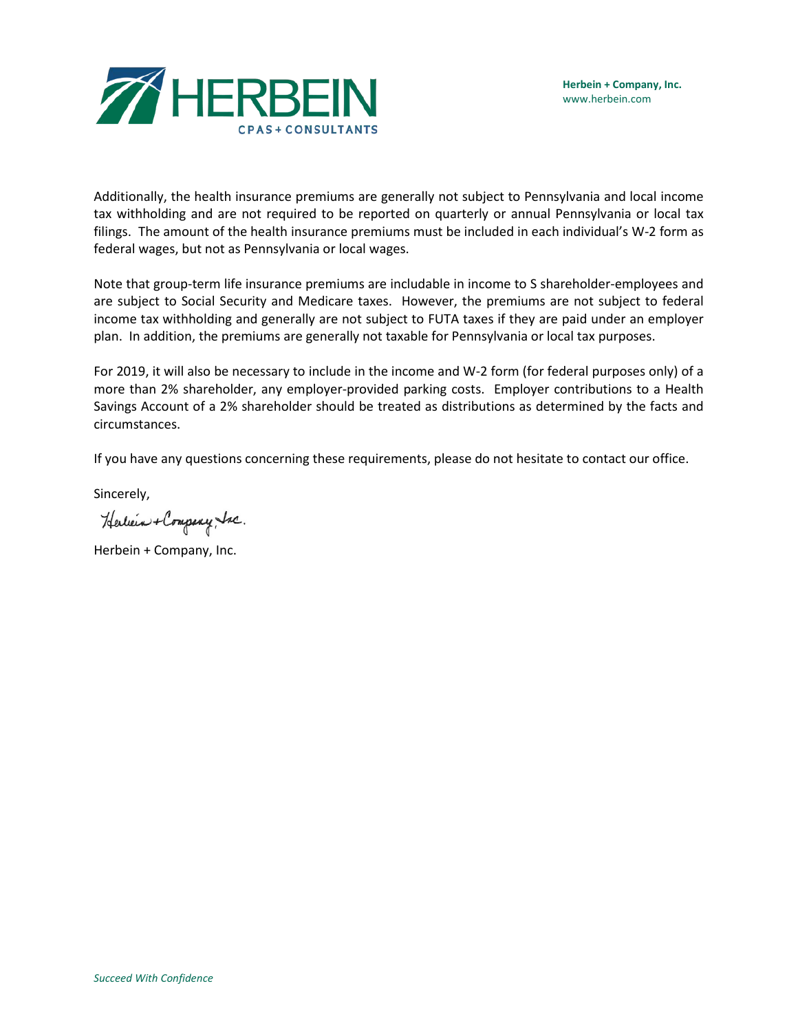Additionally, the health insurance premiums are generally not subject to Pennsylvania and local income tax withholding and are not required to be reported on quarterly or annual Pennsylvania or local tax filings. The amount of the health insurance premiums must be included in each individual's W-2 form as federal wages, but not as Pennsylvania or local wages.

Note that group-term life insurance premiums are includable in income to S shareholder-employees and are subject to Social Security and Medicare taxes. However, the premiums are not subject to federal income tax withholding and generally are not subject to FUTA taxes if they are paid under an employer plan. In addition, the premiums are generally not taxable for Pennsylvania or local tax purposes.

For 2019, it will also be necessary to include in the income and W-2 form (for federal purposes only) of a more than 2% shareholder, any employer-provided parking costs. Employer contributions to a Health Savings Account of a 2% shareholder should be treated as distributions as determined by the facts and circumstances.

If you have any questions concerning these requirements, please do not hesitate to contact our office.

Sincerely,

Herbein + Company, Inc.

Herbein + Company, Inc.